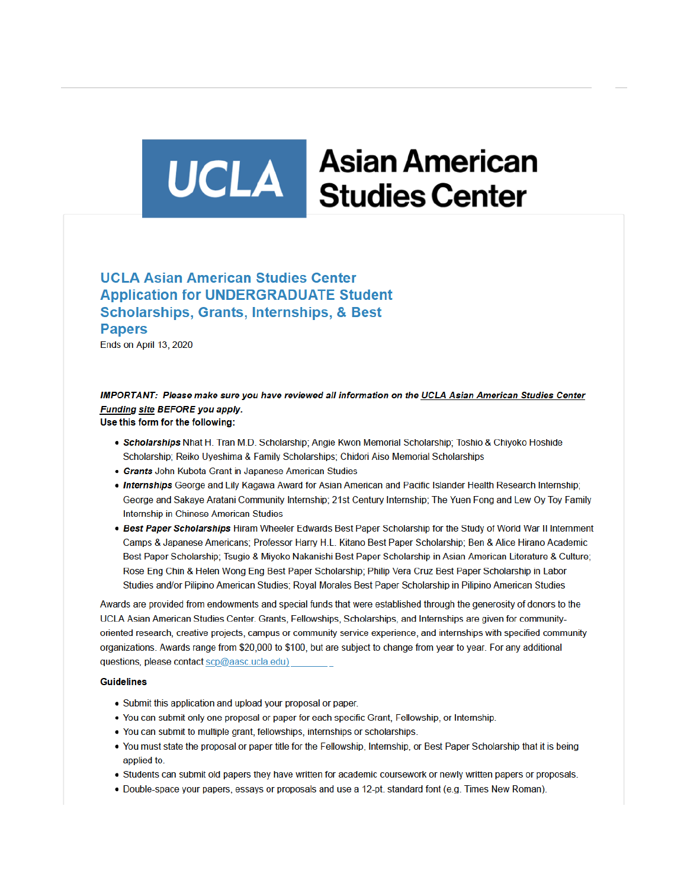UCLA Asian American Studies Center

# UCLA Asian American Studies Center Application for UNDERGRADUATE Student Scholarships, Grants, Internships, & Best Papers

Ends on April 13, 2020

***IMPORTANT: Please make sure you have reviewed all information on the UCLA Asian American Studies Center Funding site BEFORE you apply.***

**Use this form for the following:**

- ***Scholarships*** Nhat H. Tran M.D. Scholarship; Angie Kwon Memorial Scholarship; Toshio & Chiyoko Hoshide Scholarship; Reiko Uyeshima & Family Scholarships; Chidori Aiso Memorial Scholarships
- ***Grants*** John Kubota Grant in Japanese American Studies
- ***Internships*** George and Lily Kagawa Award for Asian American and Pacific Islander Health Research Internship; George and Sakaye Aratani Community Internship; 21st Century Internship; The Yuen Fong and Lew Oy Toy Family Internship in Chinese American Studies
- ***Best Paper Scholarships*** Hiram Wheeler Edwards Best Paper Scholarship for the Study of World War II Internment Camps & Japanese Americans; Professor Harry H.L. Kitano Best Paper Scholarship; Ben & Alice Hirano Academic Best Paper Scholarship; Tsugio & Miyoko Nakanishi Best Paper Scholarship in Asian American Literature & Culture; Rose Eng Chin & Helen Wong Eng Best Paper Scholarship; Philip Vera Cruz Best Paper Scholarship in Labor Studies and/or Pilipino American Studies; Royal Morales Best Paper Scholarship in Pilipino American Studies

Awards are provided from endowments and special funds that were established through the generosity of donors to the UCLA Asian American Studies Center. Grants, Fellowships, Scholarships, and Internships are given for community-oriented research, creative projects, campus or community service experience, and internships with specified community organizations. Awards range from $20,000 to $100, but are subject to change from year to year. For any additional questions, please contact scp@aasc.ucla.edu)

**Guidelines**

- Submit this application and upload your proposal or paper.
- You can submit only one proposal or paper for each specific Grant, Fellowship, or Internship.
- You can submit to multiple grant, fellowships, internships or scholarships.
- You must state the proposal or paper title for the Fellowship, Internship, or Best Paper Scholarship that it is being applied to.
- Students can submit old papers they have written for academic coursework or newly written papers or proposals.
- Double-space your papers, essays or proposals and use a 12-pt. standard font (e.g. Times New Roman).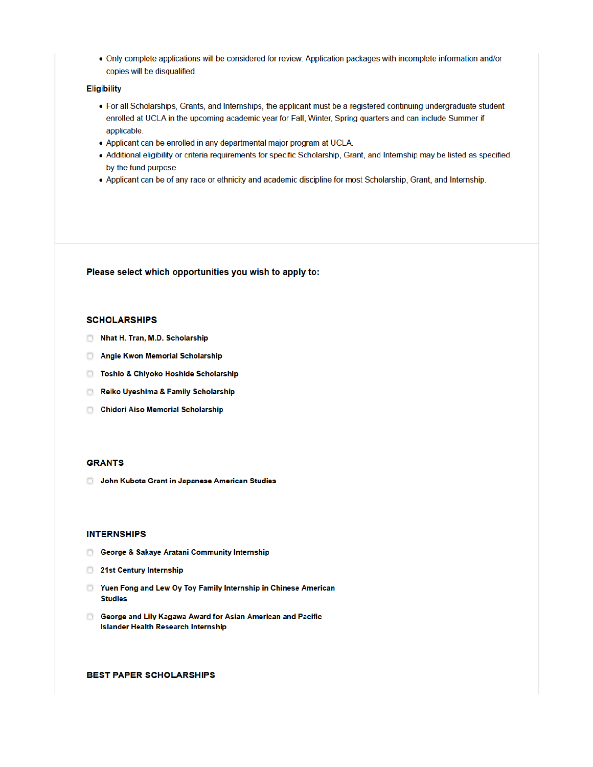- Only complete applications will be considered for review. Application packages with incomplete information and/or copies will be disqualified.

**Eligibility**

- For all Scholarships, Grants, and Internships, the applicant must be a registered continuing undergraduate student enrolled at UCLA in the upcoming academic year for Fall, Winter, Spring quarters and can include Summer if applicable.
- Applicant can be enrolled in any departmental major program at UCLA.
- Additional eligibility or criteria requirements for specific Scholarship, Grant, and Internship may be listed as specified by the fund purpose.
- Applicant can be of any race or ethnicity and academic discipline for most Scholarship, Grant, and Internship.

**Please select which opportunities you wish to apply to:**

**SCHOLARSHIPS**

- [ ] Nhat H. Tran, M.D. Scholarship
- [ ] Angie Kwon Memorial Scholarship
- [ ] Toshio & Chiyoko Hoshide Scholarship
- [ ] Reiko Uyeshima & Family Scholarship
- [ ] Chidori Aiso Memorial Scholarship

**GRANTS**

- [ ] John Kubota Grant in Japanese American Studies

**INTERNSHIPS**

- [ ] George & Sakaye Aratani Community Internship
- [ ] 21st Century Internship
- [ ] Yuen Fong and Lew Oy Toy Family Internship in Chinese American Studies
- [ ] George and Lily Kagawa Award for Asian American and Pacific Islander Health Research Internship

**BEST PAPER SCHOLARSHIPS**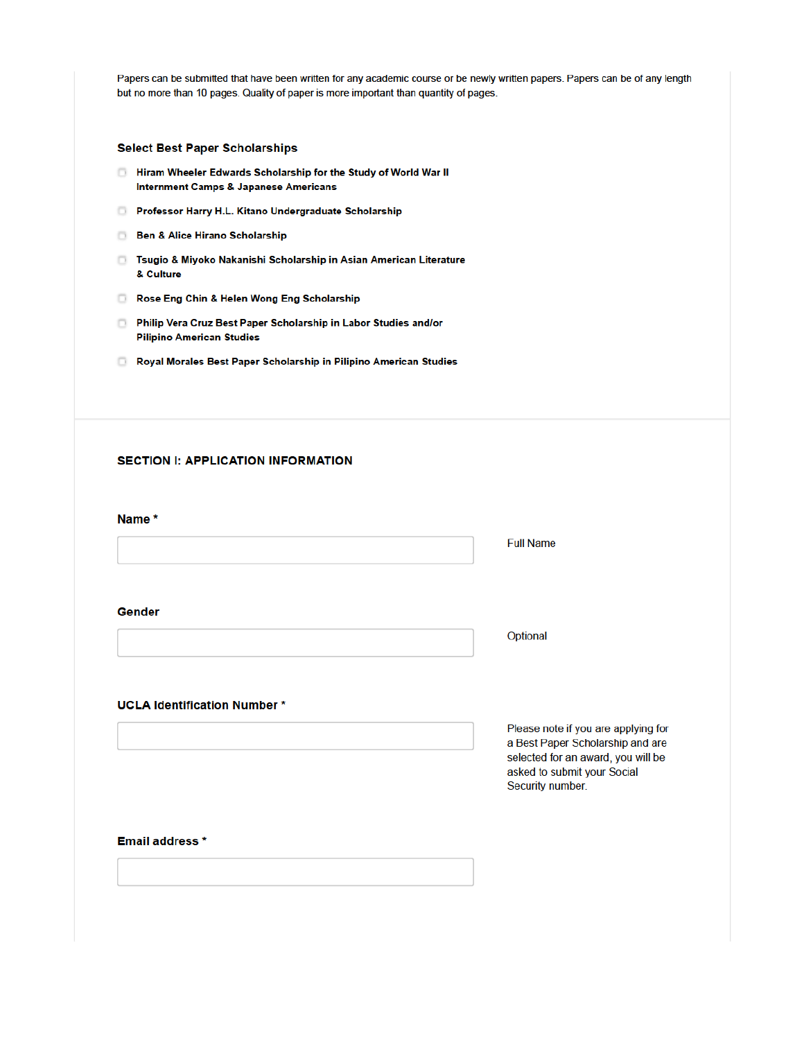Papers can be submitted that have been written for any academic course or be newly written papers. Papers can be of any length but no more than 10 pages. Quality of paper is more important than quantity of pages.

### Select Best Paper Scholarships

- [ ] Hiram Wheeler Edwards Scholarship for the Study of World War II Internment Camps & Japanese Americans
- [ ] Professor Harry H.L. Kitano Undergraduate Scholarship
- [ ] Ben & Alice Hirano Scholarship
- [ ] Tsugio & Miyoko Nakanishi Scholarship in Asian American Literature & Culture
- [ ] Rose Eng Chin & Helen Wong Eng Scholarship
- [ ] Philip Vera Cruz Best Paper Scholarship in Labor Studies and/or Pilipino American Studies
- [ ] Royal Morales Best Paper Scholarship in Pilipino American Studies

## SECTION I: APPLICATION INFORMATION

**Name ***

Full Name

**Gender**

Optional

**UCLA Identification Number ***

Please note if you are applying for a Best Paper Scholarship and are selected for an award, you will be asked to submit your Social Security number.

**Email address ***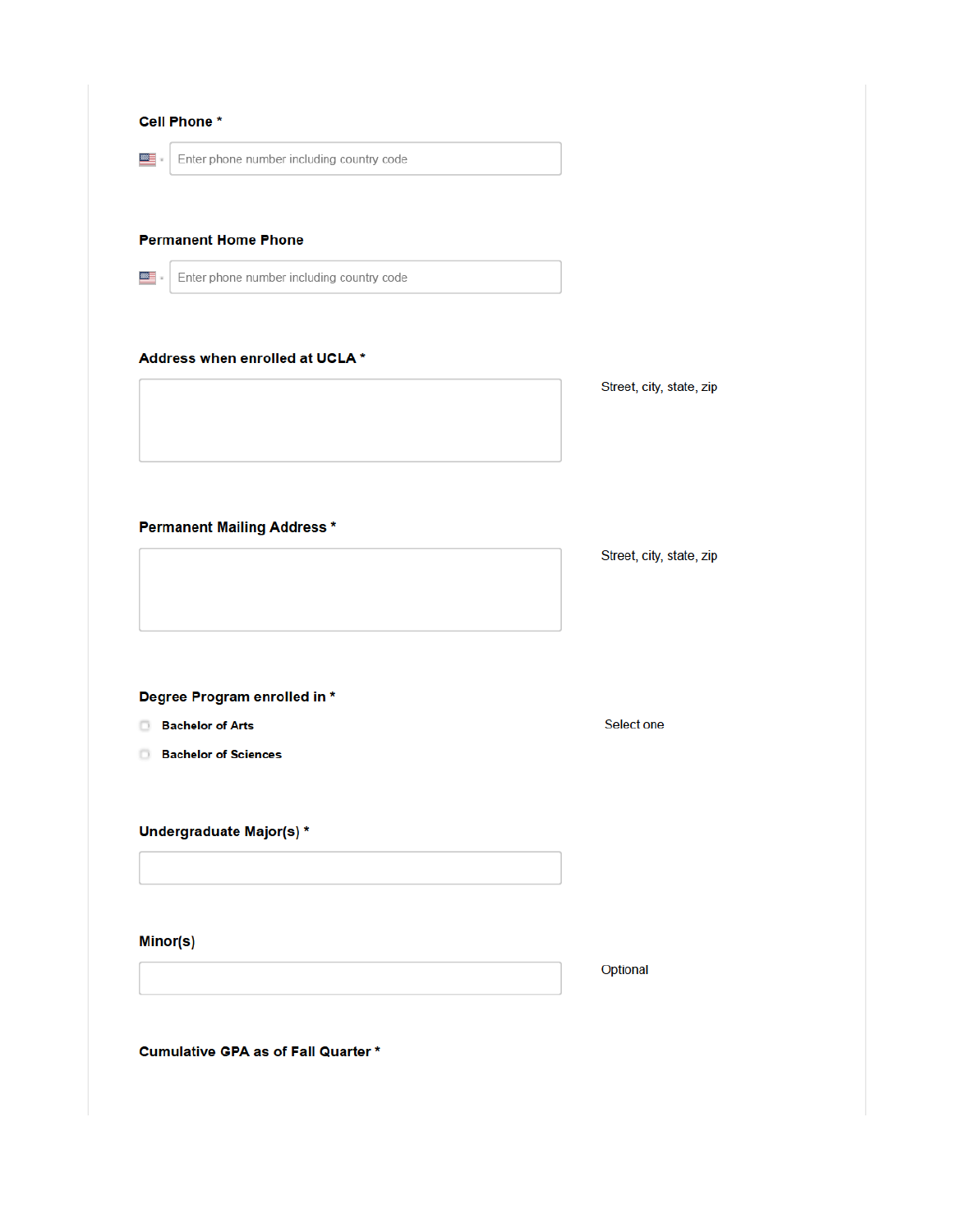**Cell Phone** *

Enter phone number including country code

**Permanent Home Phone**

Enter phone number including country code

**Address when enrolled at UCLA** *

Street, city, state, zip

**Permanent Mailing Address** *

Street, city, state, zip

**Degree Program enrolled in** *

Select one

- Bachelor of Arts
- Bachelor of Sciences

**Undergraduate Major(s)** *

**Minor(s)**

Optional

**Cumulative GPA as of Fall Quarter** *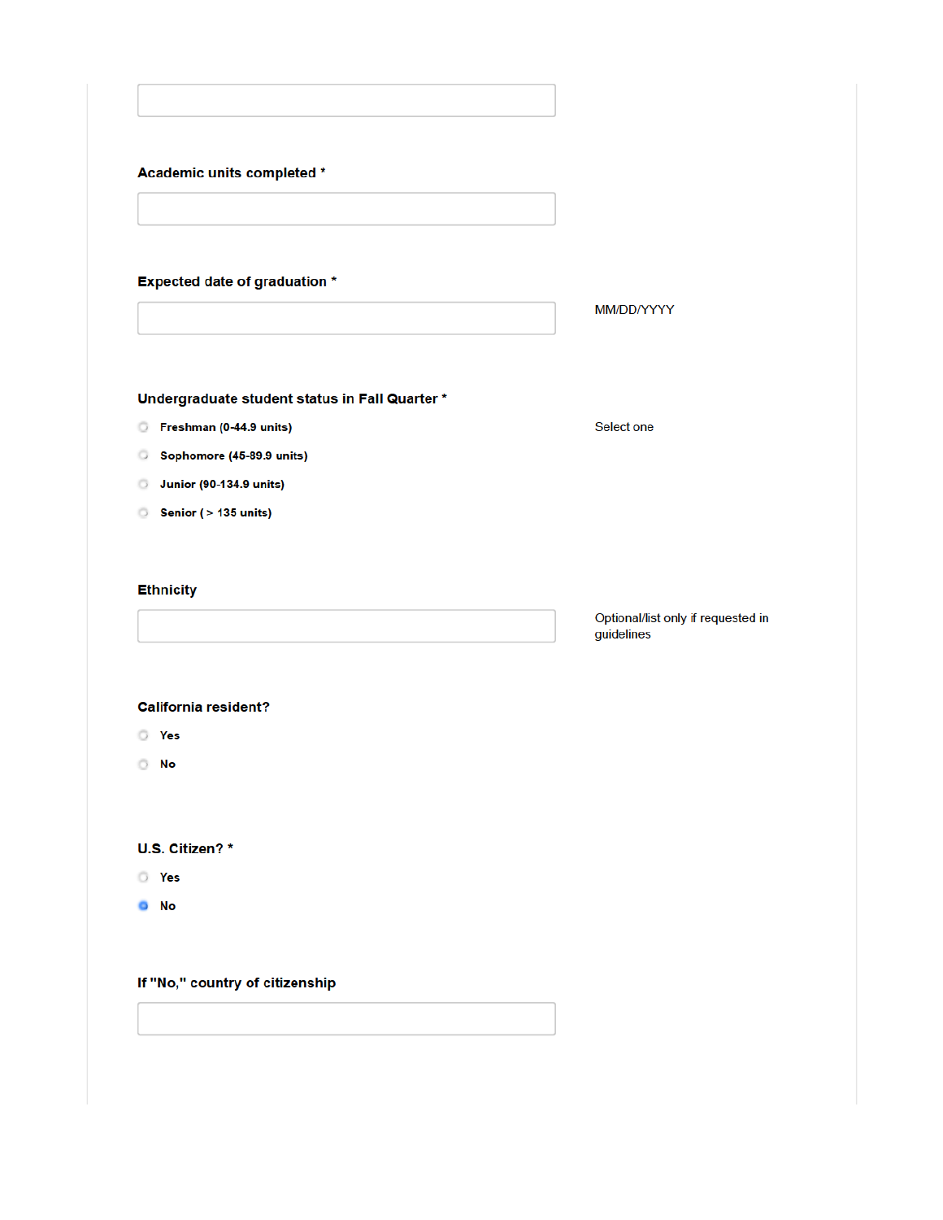**Academic units completed \***

**Expected date of graduation \***

MM/DD/YYYY

**Undergraduate student status in Fall Quarter \***

Select one

- ○ Freshman (0-44.9 units)
- ○ Sophomore (45-89.9 units)
- ○ Junior (90-134.9 units)
- ○ Senior ( > 135 units)

**Ethnicity**

Optional/list only if requested in guidelines

**California resident?**

- ○ Yes
- ○ No

**U.S. Citizen? \***

- ○ Yes
- ● No

**If "No," country of citizenship**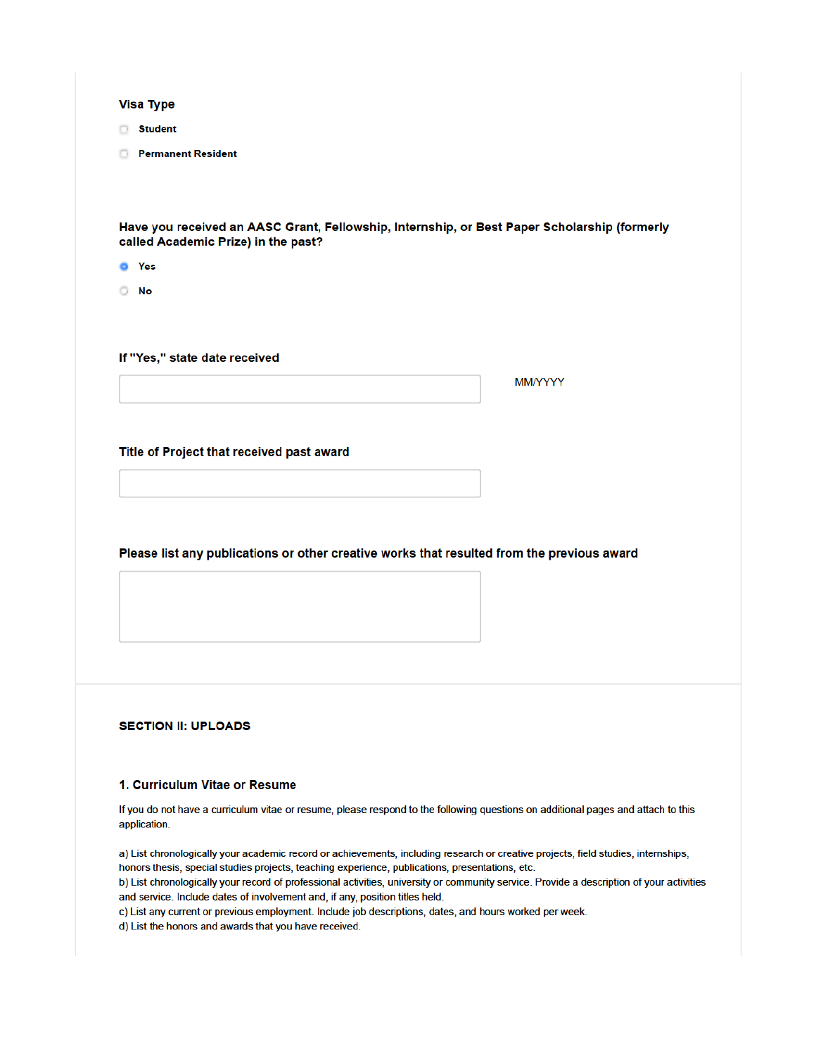**Visa Type**

- [ ] Student
- [ ] Permanent Resident

**Have you received an AASC Grant, Fellowship, Internship, or Best Paper Scholarship (formerly called Academic Prize) in the past?**

- (●) Yes
- ( ) No

**If "Yes," state date received**

\_\_\_\_\_\_\_\_\_\_\_\_\_\_\_\_ MM/YYYY

**Title of Project that received past award**

\_\_\_\_\_\_\_\_\_\_\_\_\_\_\_\_

**Please list any publications or other creative works that resulted from the previous award**

\_\_\_\_\_\_\_\_\_\_\_\_\_\_\_\_

## SECTION II: UPLOADS

### 1. Curriculum Vitae or Resume

If you do not have a curriculum vitae or resume, please respond to the following questions on additional pages and attach to this application.

a) List chronologically your academic record or achievements, including research or creative projects, field studies, internships, honors thesis, special studies projects, teaching experience, publications, presentations, etc.
b) List chronologically your record of professional activities, university or community service. Provide a description of your activities and service. Include dates of involvement and, if any, position titles held.
c) List any current or previous employment. Include job descriptions, dates, and hours worked per week.
d) List the honors and awards that you have received.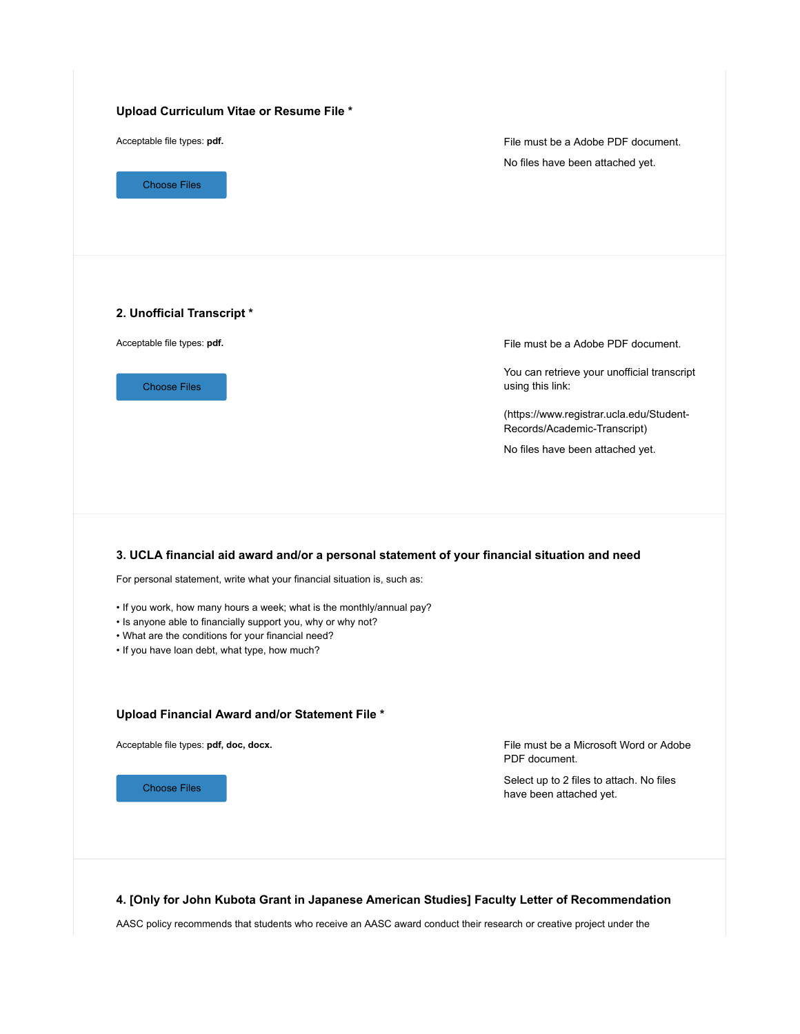### Upload Curriculum Vitae or Resume File *

Acceptable file types: **pdf.**

Choose Files

File must be a Adobe PDF document.

No files have been attached yet.

### 2. Unofficial Transcript *

Acceptable file types: **pdf.**

Choose Files

File must be a Adobe PDF document.

You can retrieve your unofficial transcript using this link:

(https://www.registrar.ucla.edu/Student-Records/Academic-Transcript)

No files have been attached yet.

### 3. UCLA financial aid award and/or a personal statement of your financial situation and need

For personal statement, write what your financial situation is, such as:

- If you work, how many hours a week; what is the monthly/annual pay?
- Is anyone able to financially support you, why or why not?
- What are the conditions for your financial need?
- If you have loan debt, what type, how much?

### Upload Financial Award and/or Statement File *

Acceptable file types: **pdf, doc, docx.**

Choose Files

File must be a Microsoft Word or Adobe PDF document.

Select up to 2 files to attach. No files have been attached yet.

### 4. [Only for John Kubota Grant in Japanese American Studies] Faculty Letter of Recommendation

AASC policy recommends that students who receive an AASC award conduct their research or creative project under the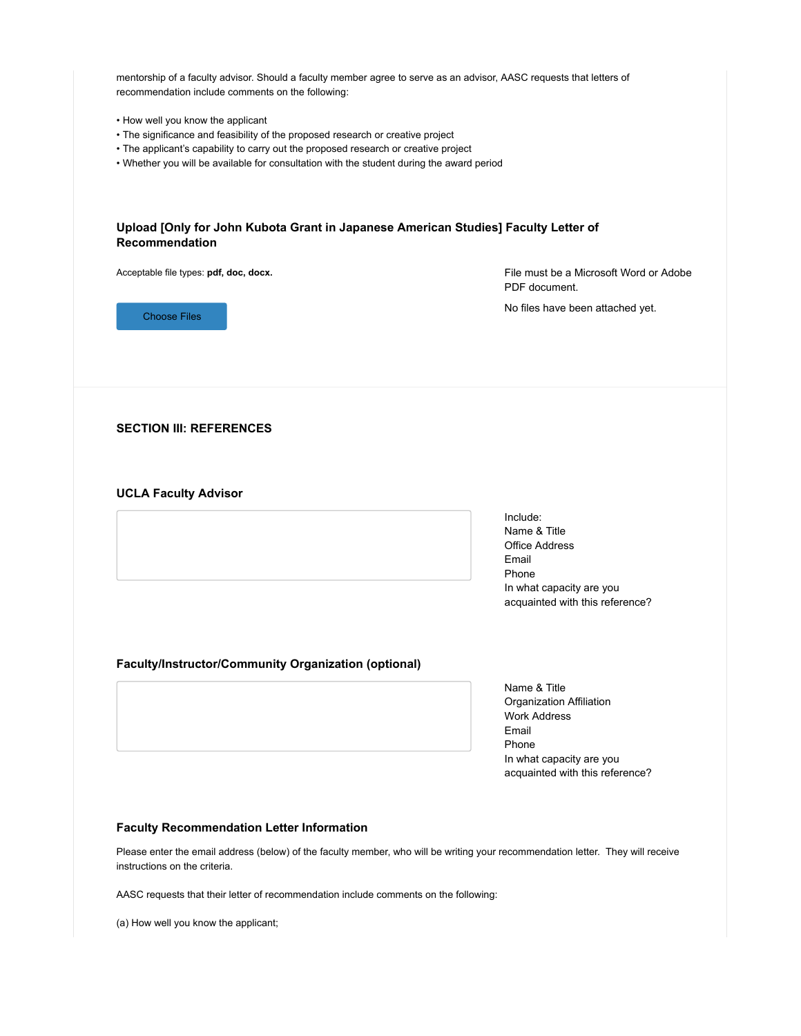mentorship of a faculty advisor. Should a faculty member agree to serve as an advisor, AASC requests that letters of recommendation include comments on the following:

- How well you know the applicant
- The significance and feasibility of the proposed research or creative project
- The applicant's capability to carry out the proposed research or creative project
- Whether you will be available for consultation with the student during the award period

### Upload [Only for John Kubota Grant in Japanese American Studies] Faculty Letter of Recommendation

Acceptable file types: **pdf, doc, docx.**

Choose Files

File must be a Microsoft Word or Adobe PDF document.

No files have been attached yet.

## SECTION III: REFERENCES

### UCLA Faculty Advisor

Include:
Name & Title
Office Address
Email
Phone
In what capacity are you acquainted with this reference?

### Faculty/Instructor/Community Organization (optional)

Name & Title
Organization Affiliation
Work Address
Email
Phone
In what capacity are you acquainted with this reference?

### Faculty Recommendation Letter Information

Please enter the email address (below) of the faculty member, who will be writing your recommendation letter. They will receive instructions on the criteria.

AASC requests that their letter of recommendation include comments on the following:

(a) How well you know the applicant;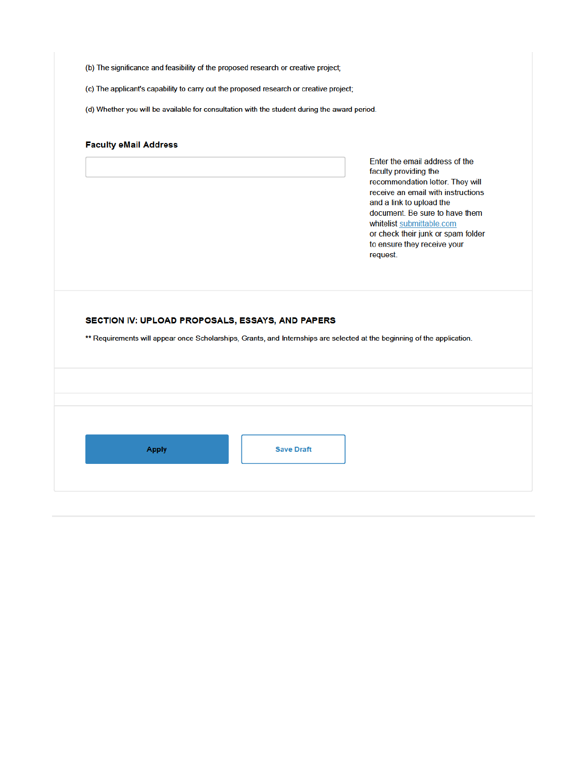(b) The significance and feasibility of the proposed research or creative project;

(c) The applicant's capability to carry out the proposed research or creative project;

(d) Whether you will be available for consultation with the student during the award period.

**Faculty eMail Address**

Enter the email address of the faculty providing the recommendation letter. They will receive an email with instructions and a link to upload the document. Be sure to have them whitelist submittable.com or check their junk or spam folder to ensure they receive your request.

**SECTION IV: UPLOAD PROPOSALS, ESSAYS, AND PAPERS**

** Requirements will appear once Scholarships, Grants, and Internships are selected at the beginning of the application.

Apply

Save Draft